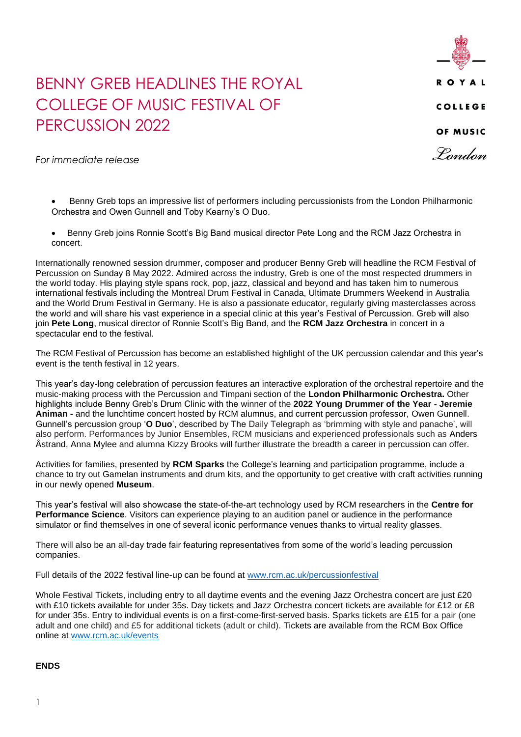# BENNY GREB HEADLINES THE ROYAL COLLEGE OF MUSIC FESTIVAL OF PERCUSSION 2022

ROYAL COLLEGE OF MUSIC London

*For immediate release*

- Benny Greb tops an impressive list of performers including percussionists from the London Philharmonic Orchestra and Owen Gunnell and Toby Kearny's O Duo.
- Benny Greb joins Ronnie Scott's Big Band musical director Pete Long and the RCM Jazz Orchestra in concert.

Internationally renowned session drummer, composer and producer Benny Greb will headline the RCM Festival of Percussion on Sunday 8 May 2022. Admired across the industry, Greb is one of the most respected drummers in the world today. His playing style spans rock, pop, jazz, classical and beyond and has taken him to numerous international festivals including the Montreal Drum Festival in Canada, Ultimate Drummers Weekend in Australia and the World Drum Festival in Germany. He is also a passionate educator, regularly giving masterclasses across the world and will share his vast experience in a special clinic at this year's Festival of Percussion. Greb will also join **Pete Long**, musical director of Ronnie Scott's Big Band, and the **RCM Jazz Orchestra** in concert in a spectacular end to the festival.

The RCM Festival of Percussion has become an established highlight of the UK percussion calendar and this year's event is the tenth festival in 12 years.

This year's day-long celebration of percussion features an interactive exploration of the orchestral repertoire and the music-making process with the Percussion and Timpani section of the **London Philharmonic Orchestra.** Other highlights include Benny Greb's Drum Clinic with the winner of the **2022 Young Drummer of the Year - Jeremie Animan -** and the lunchtime concert hosted by RCM alumnus, and current percussion professor, Owen Gunnell. Gunnell's percussion group '**O Duo**', described by The Daily Telegraph as 'brimming with style and panache', will also perform. Performances by Junior Ensembles, RCM musicians and experienced professionals such as Anders Åstrand, Anna Mylee and alumna Kizzy Brooks will further illustrate the breadth a career in percussion can offer.

Activities for families, presented by **RCM Sparks** the College's learning and participation programme, include a chance to try out Gamelan instruments and drum kits, and the opportunity to get creative with craft activities running in our newly opened **Museum**.

This year's festival will also showcase the state-of-the-art technology used by RCM researchers in the **Centre for Performance Science**. Visitors can experience playing to an audition panel or audience in the performance simulator or find themselves in one of several iconic performance venues thanks to virtual reality glasses.

There will also be an all-day trade fair featuring representatives from some of the world's leading percussion companies.

Full details of the 2022 festival line-up can be found at [www.rcm.ac.uk/percussionfestival](www.rcm.ac.uk/percussionfestival)

Whole Festival Tickets, including entry to all daytime events and the evening Jazz Orchestra concert are just £20 with £10 tickets available for under 35s. Day tickets and Jazz Orchestra concert tickets are available for £12 or £8 for under 35s. Entry to individual events is on a first-come-first-served basis. Sparks tickets are £15 for a pair (one adult and one child) and £5 for additional tickets (adult or child). Tickets are available from the RCM Box Office online at [www.rcm.ac.uk/events](www.rcm.ac.uk/events)

**ENDS**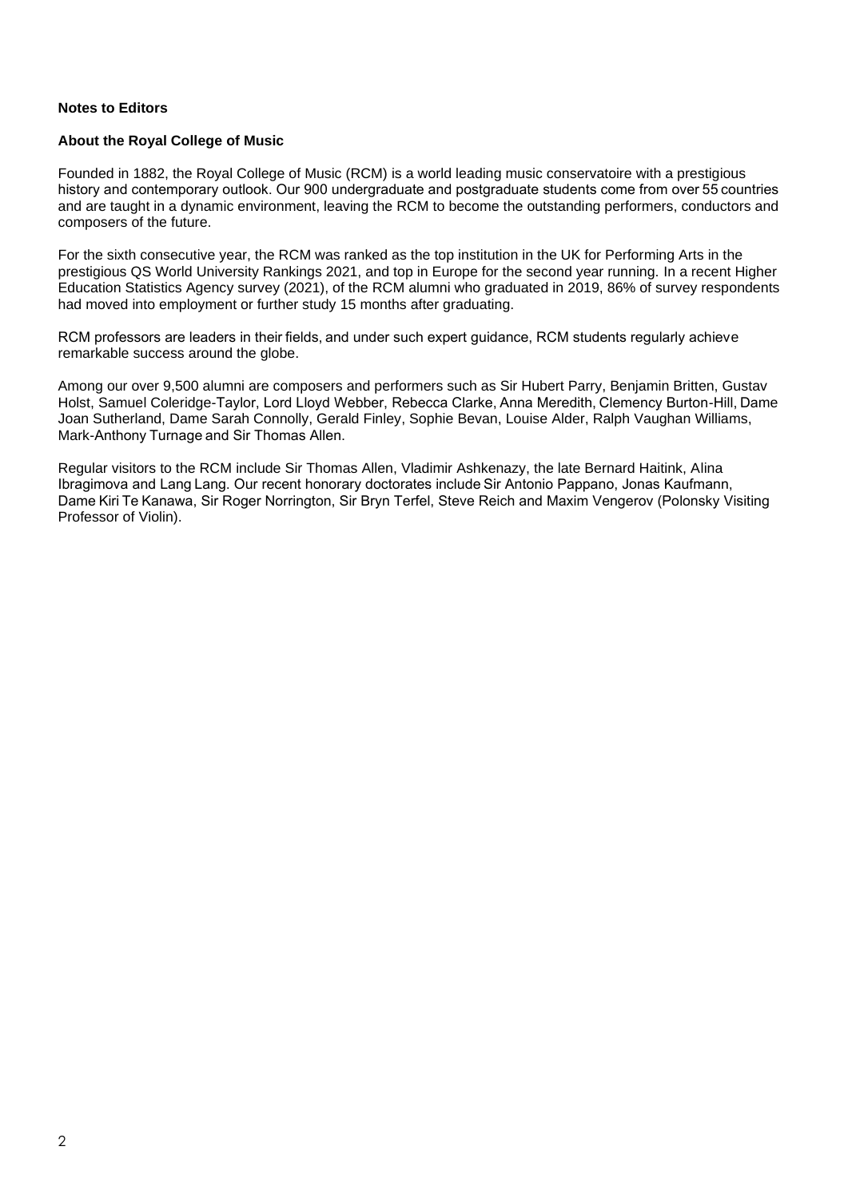**Notes to Editors**

**About the Royal College of Music**

Founded in 1882, the Royal College of Music (RCM) is a world leading music conservatoire with a prestigious history and contemporary outlook. Our 900 undergraduate and postgraduate students come from over 55 countries and are taught in a dynamic environment, leaving the RCM to become the outstanding performers, conductors and composers of the future.

For the sixth consecutive year, the RCM was ranked as the top institution in the UK for Performing Arts in the prestigious QS World University Rankings 2021, and top in Europe for the second year running. In a recent Higher Education Statistics Agency survey (2021), of the RCM alumni who graduated in 2019, 86% of survey respondents had moved into employment or further study 15 months after graduating.

RCM professors are leaders in their fields, and under such expert guidance, RCM students regularly achieve remarkable success around the globe.

Among our over 9,500 alumni are composers and performers such as Sir Hubert Parry, Benjamin Britten, Gustav Holst, Samuel Coleridge-Taylor, Lord Lloyd Webber, Rebecca Clarke, Anna Meredith, Clemency Burton-Hill, Dame Joan Sutherland, Dame Sarah Connolly, Gerald Finley, Sophie Bevan, Louise Alder, Ralph Vaughan Williams, Mark-Anthony Turnage and Sir Thomas Allen.

Regular visitors to the RCM include Sir Thomas Allen, Vladimir Ashkenazy, the late Bernard Haitink, Alina Ibragimova and Lang Lang. Our recent honorary doctorates include Sir Antonio Pappano, Jonas Kaufmann, Dame Kiri Te Kanawa, Sir Roger Norrington, Sir Bryn Terfel, Steve Reich and Maxim Vengerov (Polonsky Visiting Professor of Violin).